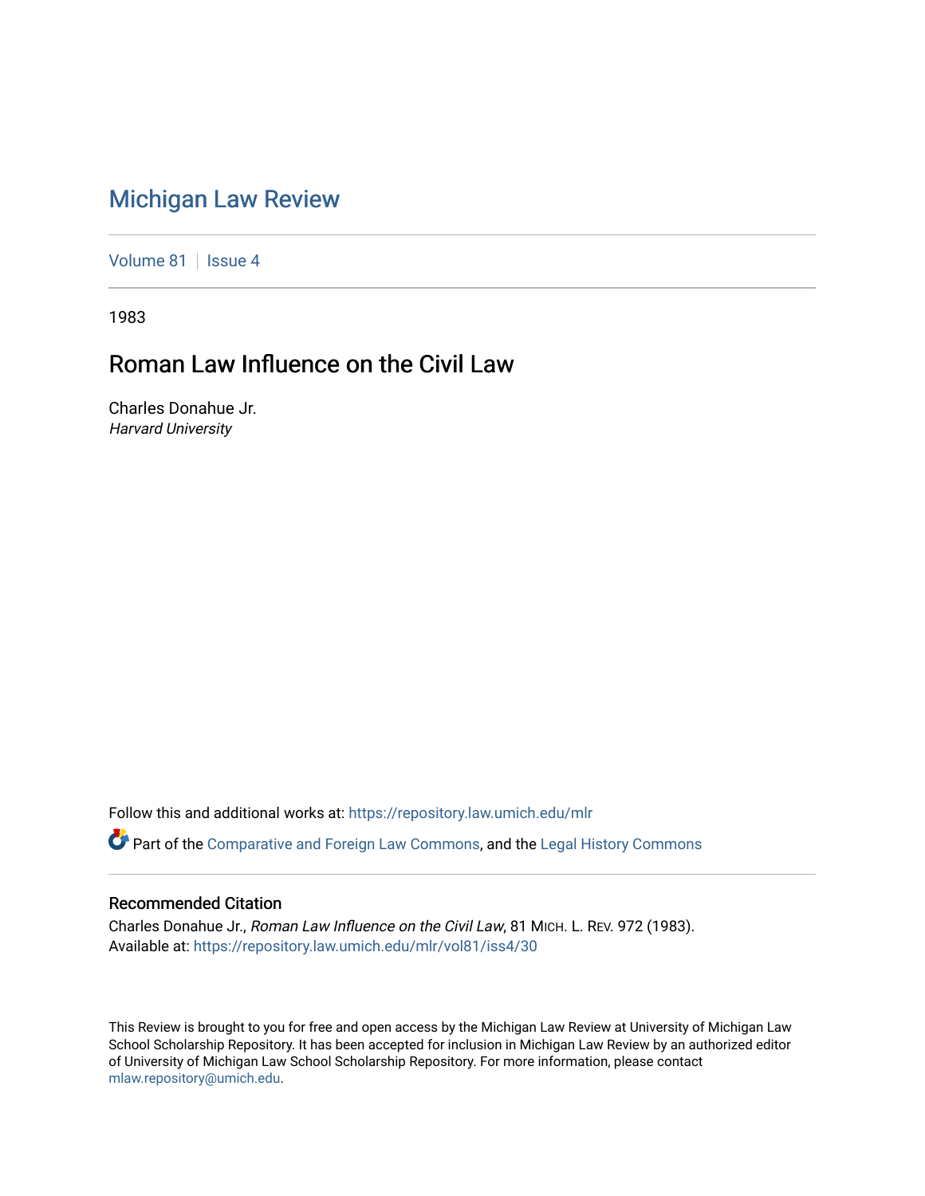# Michigan Law Review

Volume 81 | Issue 4

1983

## Roman Law Influence on the Civil Law

Charles Donahue Jr.
*Harvard University*

Follow this and additional works at: https://repository.law.umich.edu/mlr

Part of the Comparative and Foreign Law Commons, and the Legal History Commons

### Recommended Citation

Charles Donahue Jr., *Roman Law Influence on the Civil Law*, 81 MICH. L. REV. 972 (1983).
Available at: https://repository.law.umich.edu/mlr/vol81/iss4/30

This Review is brought to you for free and open access by the Michigan Law Review at University of Michigan Law School Scholarship Repository. It has been accepted for inclusion in Michigan Law Review by an authorized editor of University of Michigan Law School Scholarship Repository. For more information, please contact mlaw.repository@umich.edu.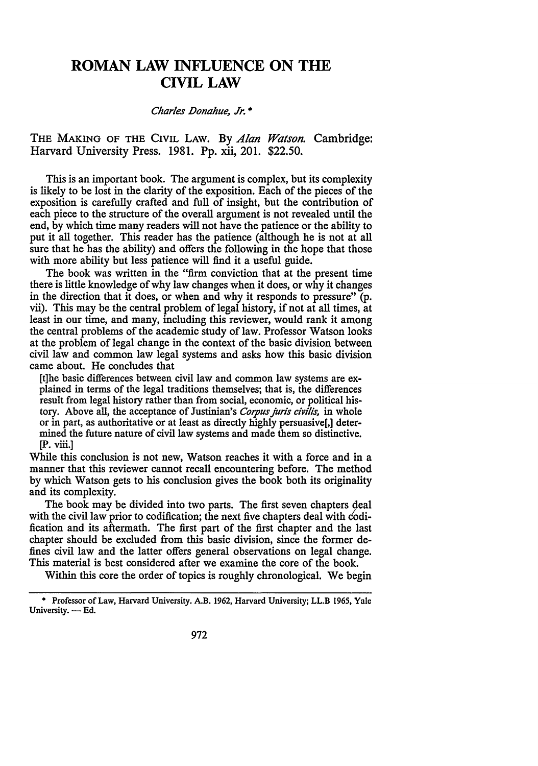# ROMAN LAW INFLUENCE ON THE CIVIL LAW

*Charles Donahue, Jr.* *

THE MAKING OF THE CIVIL LAW. By *Alan Watson.* Cambridge: Harvard University Press. 1981. Pp. xii, 201. $22.50.

This is an important book. The argument is complex, but its complexity is likely to be lost in the clarity of the exposition. Each of the pieces of the exposition is carefully crafted and full of insight, but the contribution of each piece to the structure of the overall argument is not revealed until the end, by which time many readers will not have the patience or the ability to put it all together. This reader has the patience (although he is not at all sure that he has the ability) and offers the following in the hope that those with more ability but less patience will find it a useful guide.

The book was written in the "firm conviction that at the present time there is little knowledge of why law changes when it does, or why it changes in the direction that it does, or when and why it responds to pressure" (p. vii). This may be the central problem of legal history, if not at all times, at least in our time, and many, including this reviewer, would rank it among the central problems of the academic study of law. Professor Watson looks at the problem of legal change in the context of the basic division between civil law and common law legal systems and asks how this basic division came about. He concludes that

> [t]he basic differences between civil law and common law systems are explained in terms of the legal traditions themselves; that is, the differences result from legal history rather than from social, economic, or political history. Above all, the acceptance of Justinian's *Corpus juris civilis,* in whole or in part, as authoritative or at least as directly highly persuasive[,] determined the future nature of civil law systems and made them so distinctive. [P. viii.]

While this conclusion is not new, Watson reaches it with a force and in a manner that this reviewer cannot recall encountering before. The method by which Watson gets to his conclusion gives the book both its originality and its complexity.

The book may be divided into two parts. The first seven chapters deal with the civil law prior to codification; the next five chapters deal with codification and its aftermath. The first part of the first chapter and the last chapter should be excluded from this basic division, since the former defines civil law and the latter offers general observations on legal change. This material is best considered after we examine the core of the book.

Within this core the order of topics is roughly chronological. We begin

---

\* Professor of Law, Harvard University. A.B. 1962, Harvard University; LL.B 1965, Yale University. — Ed.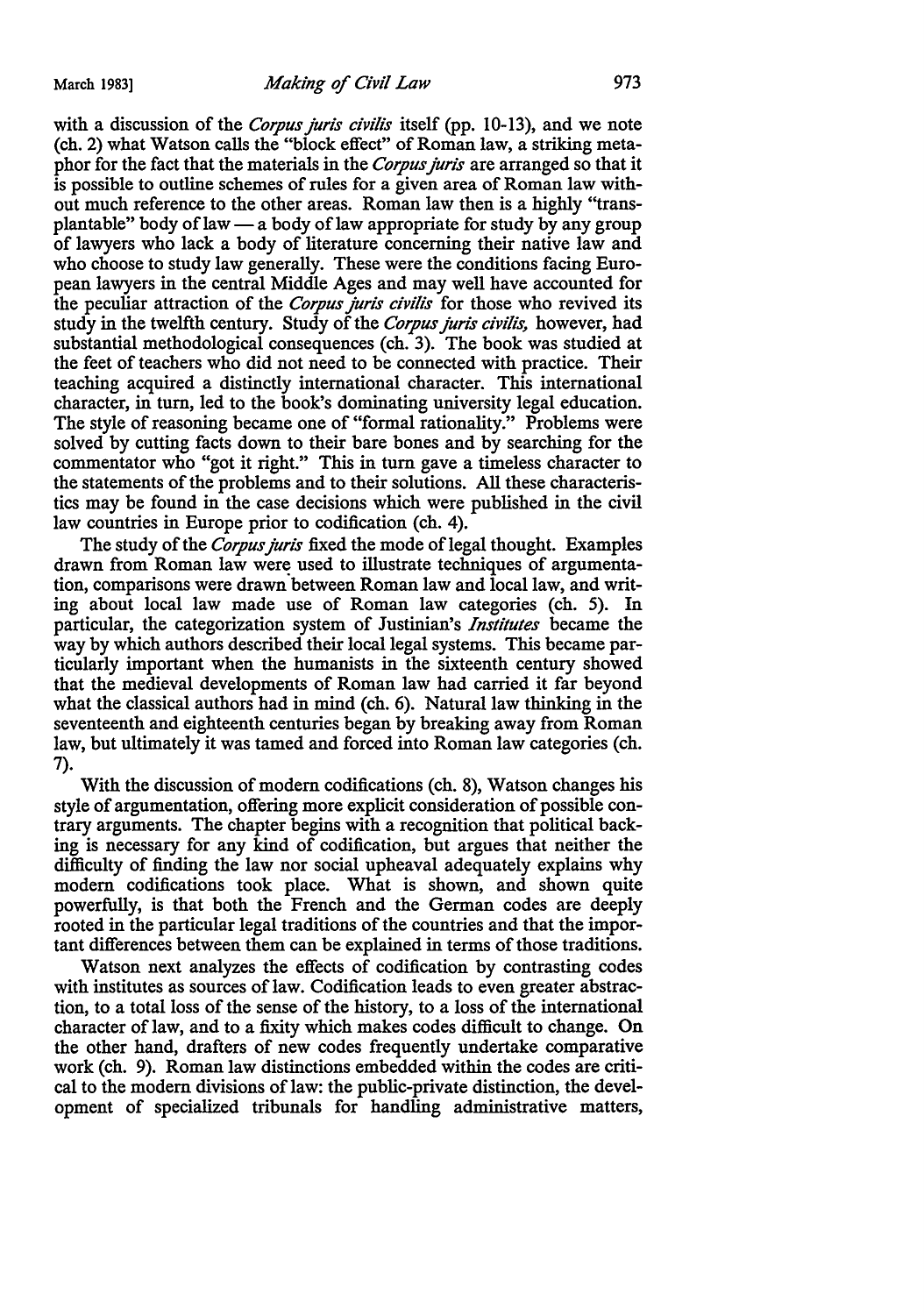with a discussion of the *Corpus juris civilis* itself (pp. 10-13), and we note (ch. 2) what Watson calls the "block effect" of Roman law, a striking metaphor for the fact that the materials in the *Corpus juris* are arranged so that it is possible to outline schemes of rules for a given area of Roman law without much reference to the other areas. Roman law then is a highly "transplantable" body of law — a body of law appropriate for study by any group of lawyers who lack a body of literature concerning their native law and who choose to study law generally. These were the conditions facing European lawyers in the central Middle Ages and may well have accounted for the peculiar attraction of the *Corpus juris civilis* for those who revived its study in the twelfth century. Study of the *Corpus juris civilis,* however, had substantial methodological consequences (ch. 3). The book was studied at the feet of teachers who did not need to be connected with practice. Their teaching acquired a distinctly international character. This international character, in turn, led to the book's dominating university legal education. The style of reasoning became one of "formal rationality." Problems were solved by cutting facts down to their bare bones and by searching for the commentator who "got it right." This in turn gave a timeless character to the statements of the problems and to their solutions. All these characteristics may be found in the case decisions which were published in the civil law countries in Europe prior to codification (ch. 4).

The study of the *Corpus juris* fixed the mode of legal thought. Examples drawn from Roman law were used to illustrate techniques of argumentation, comparisons were drawn between Roman law and local law, and writing about local law made use of Roman law categories (ch. 5). In particular, the categorization system of Justinian's *Institutes* became the way by which authors described their local legal systems. This became particularly important when the humanists in the sixteenth century showed that the medieval developments of Roman law had carried it far beyond what the classical authors had in mind (ch. 6). Natural law thinking in the seventeenth and eighteenth centuries began by breaking away from Roman law, but ultimately it was tamed and forced into Roman law categories (ch. 7).

With the discussion of modern codifications (ch. 8), Watson changes his style of argumentation, offering more explicit consideration of possible contrary arguments. The chapter begins with a recognition that political backing is necessary for any kind of codification, but argues that neither the difficulty of finding the law nor social upheaval adequately explains why modern codifications took place. What is shown, and shown quite powerfully, is that both the French and the German codes are deeply rooted in the particular legal traditions of the countries and that the important differences between them can be explained in terms of those traditions.

Watson next analyzes the effects of codification by contrasting codes with institutes as sources of law. Codification leads to even greater abstraction, to a total loss of the sense of the history, to a loss of the international character of law, and to a fixity which makes codes difficult to change. On the other hand, drafters of new codes frequently undertake comparative work (ch. 9). Roman law distinctions embedded within the codes are critical to the modern divisions of law: the public-private distinction, the development of specialized tribunals for handling administrative matters,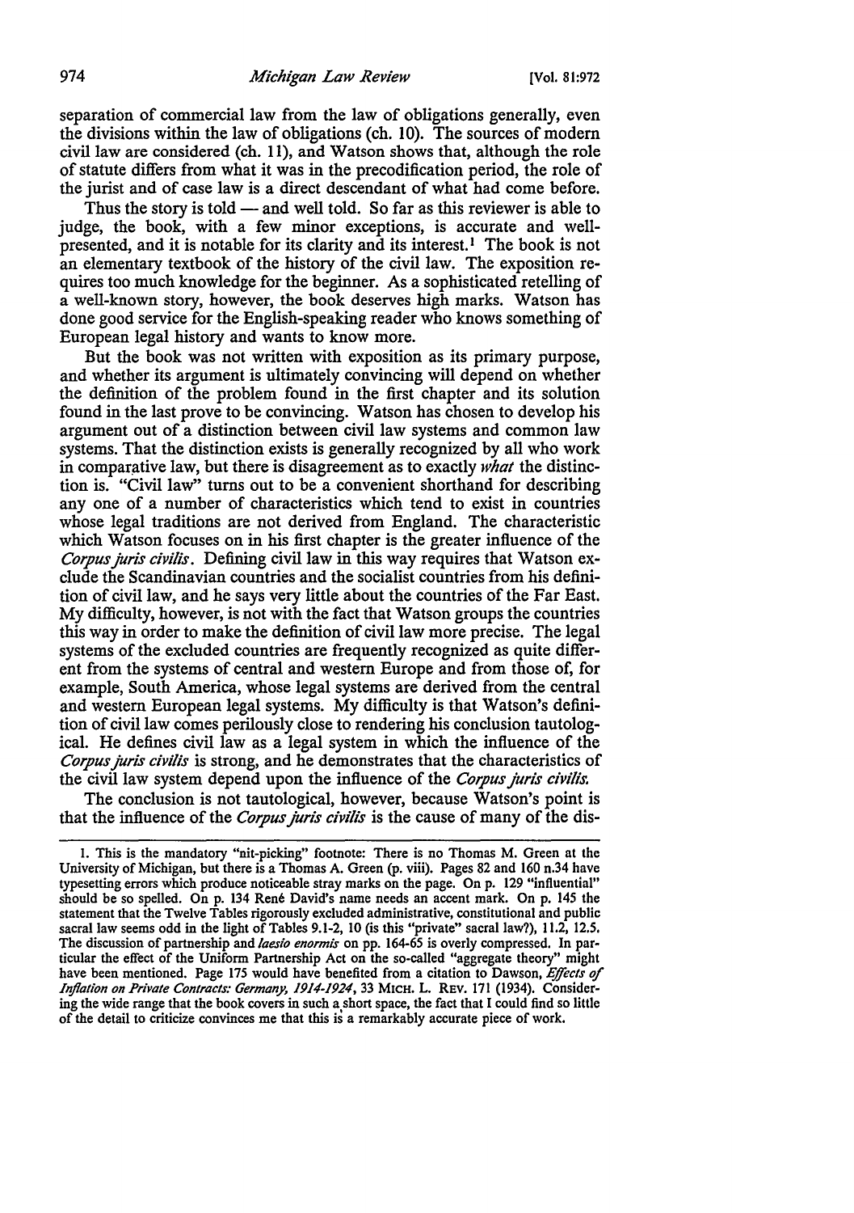separation of commercial law from the law of obligations generally, even the divisions within the law of obligations (ch. 10). The sources of modern civil law are considered (ch. 11), and Watson shows that, although the role of statute differs from what it was in the precodification period, the role of the jurist and of case law is a direct descendant of what had come before.

Thus the story is told — and well told. So far as this reviewer is able to judge, the book, with a few minor exceptions, is accurate and well-presented, and it is notable for its clarity and its interest.[1] The book is not an elementary textbook of the history of the civil law. The exposition requires too much knowledge for the beginner. As a sophisticated retelling of a well-known story, however, the book deserves high marks. Watson has done good service for the English-speaking reader who knows something of European legal history and wants to know more.

But the book was not written with exposition as its primary purpose, and whether its argument is ultimately convincing will depend on whether the definition of the problem found in the first chapter and its solution found in the last prove to be convincing. Watson has chosen to develop his argument out of a distinction between civil law systems and common law systems. That the distinction exists is generally recognized by all who work in comparative law, but there is disagreement as to exactly *what* the distinction is. "Civil law" turns out to be a convenient shorthand for describing any one of a number of characteristics which tend to exist in countries whose legal traditions are not derived from England. The characteristic which Watson focuses on in his first chapter is the greater influence of the *Corpus juris civilis*. Defining civil law in this way requires that Watson exclude the Scandinavian countries and the socialist countries from his definition of civil law, and he says very little about the countries of the Far East. My difficulty, however, is not with the fact that Watson groups the countries this way in order to make the definition of civil law more precise. The legal systems of the excluded countries are frequently recognized as quite different from the systems of central and western Europe and from those of, for example, South America, whose legal systems are derived from the central and western European legal systems. My difficulty is that Watson's definition of civil law comes perilously close to rendering his conclusion tautological. He defines civil law as a legal system in which the influence of the *Corpus juris civilis* is strong, and he demonstrates that the characteristics of the civil law system depend upon the influence of the *Corpus juris civilis*.

The conclusion is not tautological, however, because Watson's point is that the influence of the *Corpus juris civilis* is the cause of many of the dis-

1. This is the mandatory "nit-picking" footnote: There is no Thomas M. Green at the University of Michigan, but there is a Thomas A. Green (p. viii). Pages 82 and 160 n.34 have typesetting errors which produce noticeable stray marks on the page. On p. 129 "influential" should be so spelled. On p. 134 René David's name needs an accent mark. On p. 145 the statement that the Twelve Tables rigorously excluded administrative, constitutional and public sacral law seems odd in the light of Tables 9.1-2, 10 (is this "private" sacral law?), 11.2, 12.5. The discussion of partnership and *laesio enormis* on pp. 164-65 is overly compressed. In particular the effect of the Uniform Partnership Act on the so-called "aggregate theory" might have been mentioned. Page 175 would have benefited from a citation to Dawson, *Effects of Inflation on Private Contracts: Germany, 1914-1924*, 33 MICH. L. REV. 171 (1934). Considering the wide range that the book covers in such a short space, the fact that I could find so little of the detail to criticize convinces me that this is a remarkably accurate piece of work.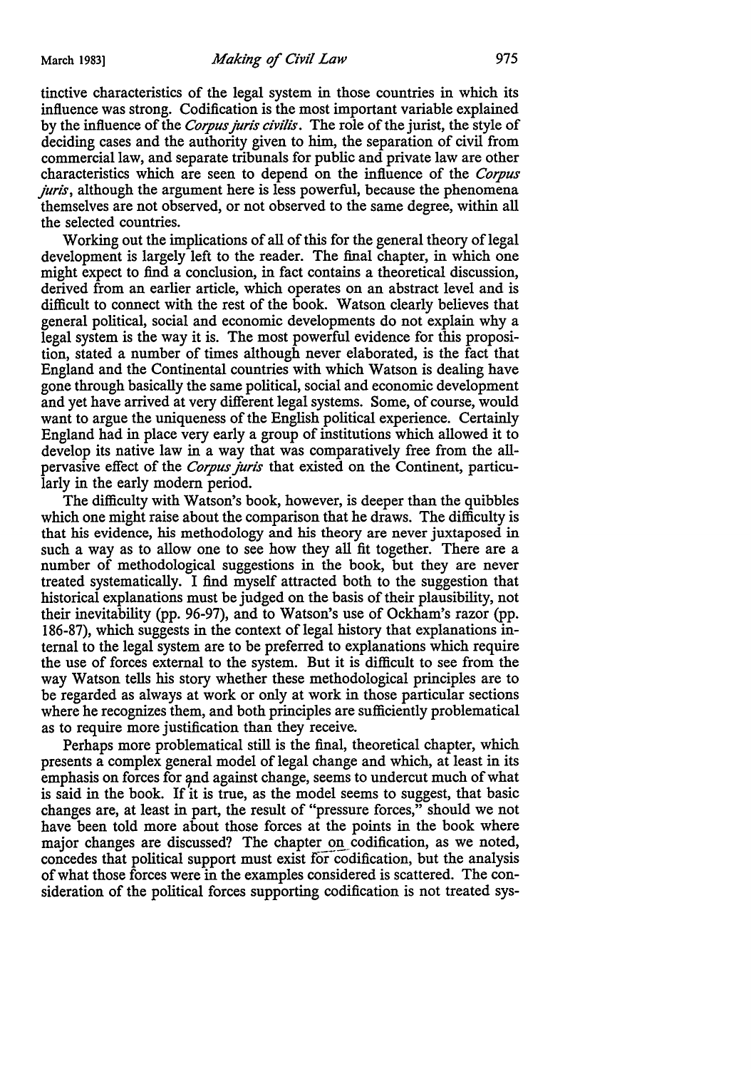tinctive characteristics of the legal system in those countries in which its influence was strong. Codification is the most important variable explained by the influence of the *Corpus juris civilis*. The role of the jurist, the style of deciding cases and the authority given to him, the separation of civil from commercial law, and separate tribunals for public and private law are other characteristics which are seen to depend on the influence of the *Corpus juris*, although the argument here is less powerful, because the phenomena themselves are not observed, or not observed to the same degree, within all the selected countries.

Working out the implications of all of this for the general theory of legal development is largely left to the reader. The final chapter, in which one might expect to find a conclusion, in fact contains a theoretical discussion, derived from an earlier article, which operates on an abstract level and is difficult to connect with the rest of the book. Watson clearly believes that general political, social and economic developments do not explain why a legal system is the way it is. The most powerful evidence for this proposition, stated a number of times although never elaborated, is the fact that England and the Continental countries with which Watson is dealing have gone through basically the same political, social and economic development and yet have arrived at very different legal systems. Some, of course, would want to argue the uniqueness of the English political experience. Certainly England had in place very early a group of institutions which allowed it to develop its native law in a way that was comparatively free from the all-pervasive effect of the *Corpus juris* that existed on the Continent, particularly in the early modern period.

The difficulty with Watson's book, however, is deeper than the quibbles which one might raise about the comparison that he draws. The difficulty is that his evidence, his methodology and his theory are never juxtaposed in such a way as to allow one to see how they all fit together. There are a number of methodological suggestions in the book, but they are never treated systematically. I find myself attracted both to the suggestion that historical explanations must be judged on the basis of their plausibility, not their inevitability (pp. 96-97), and to Watson's use of Ockham's razor (pp. 186-87), which suggests in the context of legal history that explanations internal to the legal system are to be preferred to explanations which require the use of forces external to the system. But it is difficult to see from the way Watson tells his story whether these methodological principles are to be regarded as always at work or only at work in those particular sections where he recognizes them, and both principles are sufficiently problematical as to require more justification than they receive.

Perhaps more problematical still is the final, theoretical chapter, which presents a complex general model of legal change and which, at least in its emphasis on forces for and against change, seems to undercut much of what is said in the book. If it is true, as the model seems to suggest, that basic changes are, at least in part, the result of "pressure forces," should we not have been told more about those forces at the points in the book where major changes are discussed? The chapter on codification, as we noted, concedes that political support must exist for codification, but the analysis of what those forces were in the examples considered is scattered. The consideration of the political forces supporting codification is not treated sys-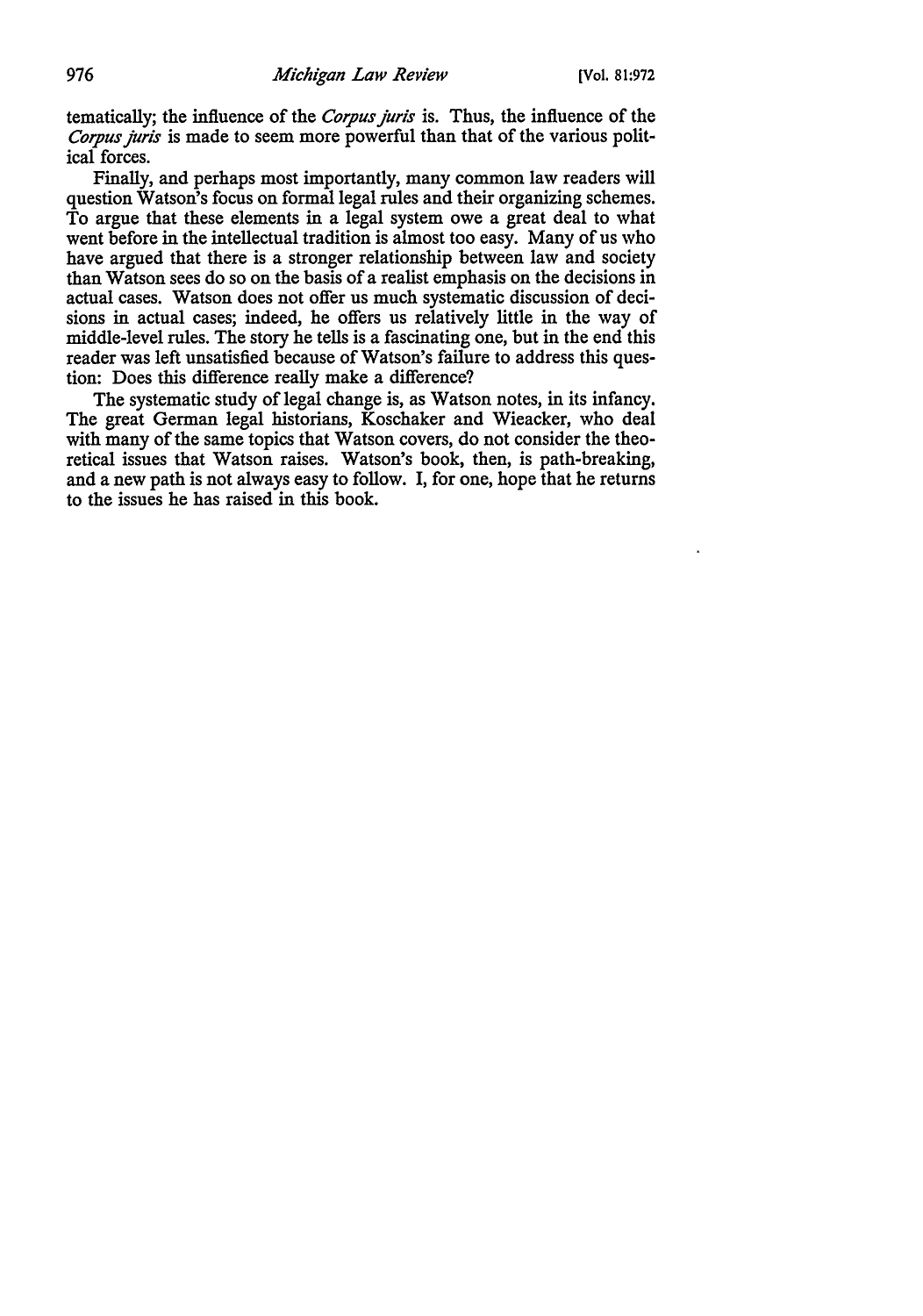tematically; the influence of the *Corpus juris* is. Thus, the influence of the *Corpus juris* is made to seem more powerful than that of the various political forces.

Finally, and perhaps most importantly, many common law readers will question Watson's focus on formal legal rules and their organizing schemes. To argue that these elements in a legal system owe a great deal to what went before in the intellectual tradition is almost too easy. Many of us who have argued that there is a stronger relationship between law and society than Watson sees do so on the basis of a realist emphasis on the decisions in actual cases. Watson does not offer us much systematic discussion of decisions in actual cases; indeed, he offers us relatively little in the way of middle-level rules. The story he tells is a fascinating one, but in the end this reader was left unsatisfied because of Watson's failure to address this question: Does this difference really make a difference?

The systematic study of legal change is, as Watson notes, in its infancy. The great German legal historians, Koschaker and Wieacker, who deal with many of the same topics that Watson covers, do not consider the theoretical issues that Watson raises. Watson's book, then, is path-breaking, and a new path is not always easy to follow. I, for one, hope that he returns to the issues he has raised in this book.